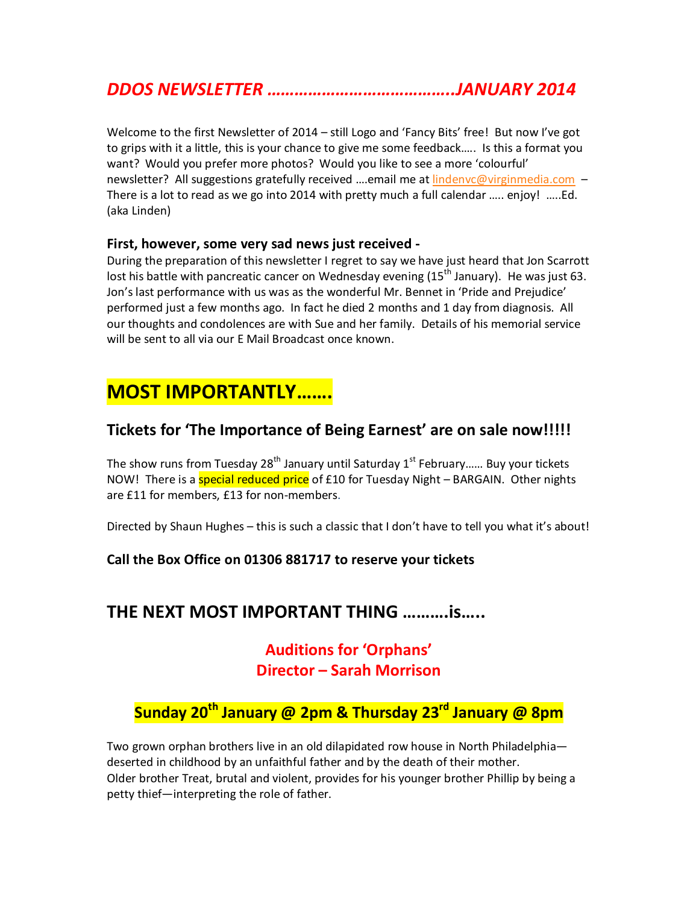# *DDOS NEWSLETTER …………………………………..JANUARY 2014*

Welcome to the first Newsletter of 2014 – still Logo and 'Fancy Bits' free! But now I've got to grips with it a little, this is your chance to give me some feedback….. Is this a format you want? Would you prefer more photos? Would you like to see a more 'colourful' newsletter? All suggestions gratefully received ….email me at lindenvc@virginmedia.com – There is a lot to read as we go into 2014 with pretty much a full calendar ….. enjoy! …..Ed. (aka Linden)

### First, however, some very sad news just received -

During the preparation of this newsletter I regret to say we have just heard that Jon Scarrott lost his battle with pancreatic cancer on Wednesday evening (15th January). He was just 63. Jon's last performance with us was as the wonderful Mr. Bennet in 'Pride and Prejudice' performed just a few months ago. In fact he died 2 months and 1 day from diagnosis. All our thoughts and condolences are with Sue and her family. Details of his memorial service will be sent to all via our E Mail Broadcast once known.

# MOST IMPORTANTLY…….

## Tickets for 'The Importance of Being Earnest' are on sale now!!!!!

The show runs from Tuesday 28th January until Saturday 1st February…… Buy your tickets NOW! There is a special reduced price of £10 for Tuesday Night – BARGAIN. Other nights are £11 for members, £13 for non-members.

Directed by Shaun Hughes – this is such a classic that I don't have to tell you what it's about!

### Call the Box Office on 01306 881717 to reserve your tickets

## THE NEXT MOST IMPORTANT THING ……….is…..

### Auditions for 'Orphans'
### Director – Sarah Morrison

## Sunday 20th January @ 2pm & Thursday 23rd January @ 8pm

Two grown orphan brothers live in an old dilapidated row house in North Philadelphia—deserted in childhood by an unfaithful father and by the death of their mother.
Older brother Treat, brutal and violent, provides for his younger brother Phillip by being a petty thief—interpreting the role of father.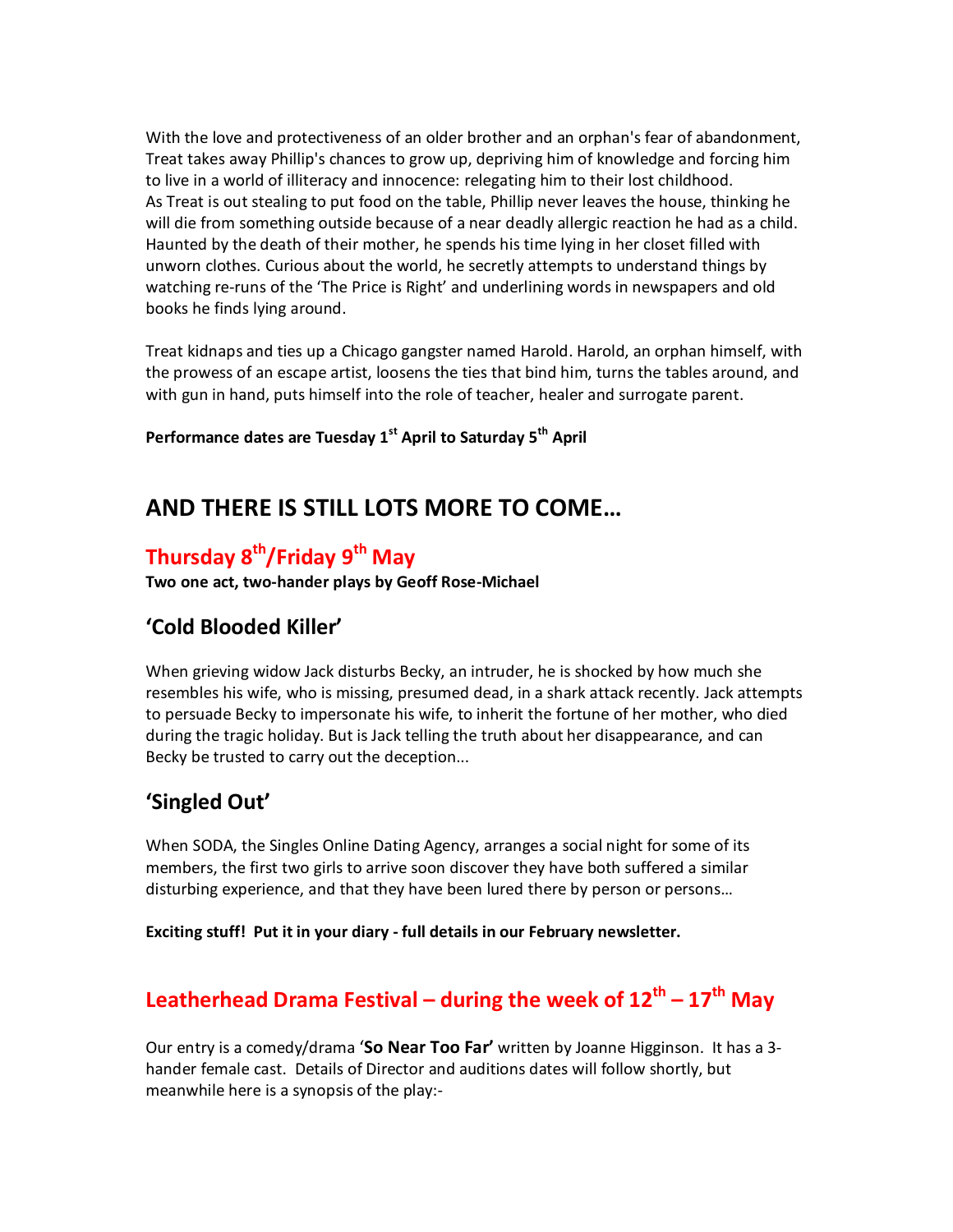With the love and protectiveness of an older brother and an orphan's fear of abandonment, Treat takes away Phillip's chances to grow up, depriving him of knowledge and forcing him to live in a world of illiteracy and innocence: relegating him to their lost childhood.
As Treat is out stealing to put food on the table, Phillip never leaves the house, thinking he will die from something outside because of a near deadly allergic reaction he had as a child. Haunted by the death of their mother, he spends his time lying in her closet filled with unworn clothes. Curious about the world, he secretly attempts to understand things by watching re-runs of the 'The Price is Right' and underlining words in newspapers and old books he finds lying around.

Treat kidnaps and ties up a Chicago gangster named Harold. Harold, an orphan himself, with the prowess of an escape artist, loosens the ties that bind him, turns the tables around, and with gun in hand, puts himself into the role of teacher, healer and surrogate parent.

**Performance dates are Tuesday 1st April to Saturday 5th April**

## AND THERE IS STILL LOTS MORE TO COME…

## Thursday 8th/Friday 9th May

**Two one act, two-hander plays by Geoff Rose-Michael**

### 'Cold Blooded Killer'

When grieving widow Jack disturbs Becky, an intruder, he is shocked by how much she resembles his wife, who is missing, presumed dead, in a shark attack recently. Jack attempts to persuade Becky to impersonate his wife, to inherit the fortune of her mother, who died during the tragic holiday. But is Jack telling the truth about her disappearance, and can Becky be trusted to carry out the deception...

### 'Singled Out'

When SODA, the Singles Online Dating Agency, arranges a social night for some of its members, the first two girls to arrive soon discover they have both suffered a similar disturbing experience, and that they have been lured there by person or persons…

**Exciting stuff! Put it in your diary - full details in our February newsletter.**

## Leatherhead Drama Festival – during the week of 12th – 17th May

Our entry is a comedy/drama '**So Near Too Far'** written by Joanne Higginson. It has a 3-hander female cast. Details of Director and auditions dates will follow shortly, but meanwhile here is a synopsis of the play:-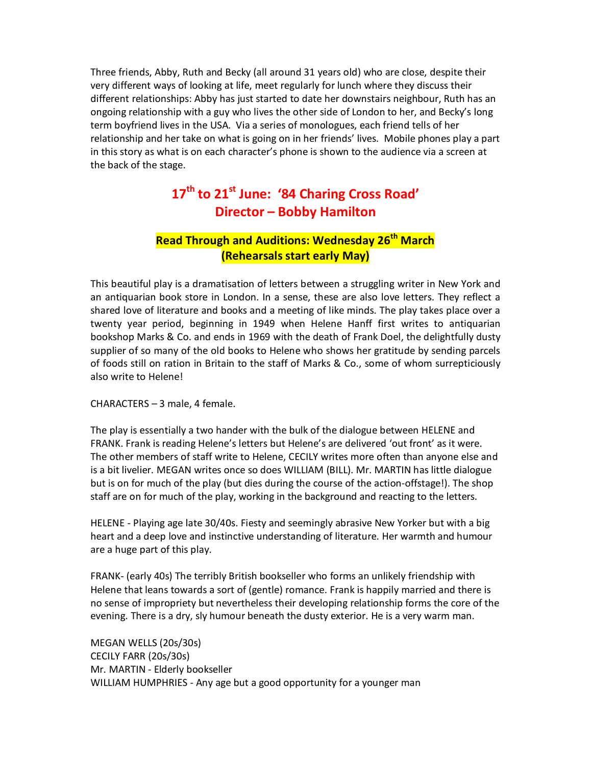Three friends, Abby, Ruth and Becky (all around 31 years old) who are close, despite their very different ways of looking at life, meet regularly for lunch where they discuss their different relationships: Abby has just started to date her downstairs neighbour, Ruth has an ongoing relationship with a guy who lives the other side of London to her, and Becky's long term boyfriend lives in the USA. Via a series of monologues, each friend tells of her relationship and her take on what is going on in her friends' lives. Mobile phones play a part in this story as what is on each character's phone is shown to the audience via a screen at the back of the stage.

## 17th to 21st June: '84 Charing Cross Road'
## Director – Bobby Hamilton

**Read Through and Auditions: Wednesday 26th March**
**(Rehearsals start early May)**

This beautiful play is a dramatisation of letters between a struggling writer in New York and an antiquarian book store in London. In a sense, these are also love letters. They reflect a shared love of literature and books and a meeting of like minds. The play takes place over a twenty year period, beginning in 1949 when Helene Hanff first writes to antiquarian bookshop Marks & Co. and ends in 1969 with the death of Frank Doel, the delightfully dusty supplier of so many of the old books to Helene who shows her gratitude by sending parcels of foods still on ration in Britain to the staff of Marks & Co., some of whom surpticiously also write to Helene!

CHARACTERS – 3 male, 4 female.

The play is essentially a two hander with the bulk of the dialogue between HELENE and FRANK. Frank is reading Helene's letters but Helene's are delivered 'out front' as it were. The other members of staff write to Helene, CECILY writes more often than anyone else and is a bit livelier. MEGAN writes once so does WILLIAM (BILL). Mr. MARTIN has little dialogue but is on for much of the play (but dies during the course of the action-offstage!). The shop staff are on for much of the play, working in the background and reacting to the letters.

HELENE - Playing age late 30/40s. Fiesty and seemingly abrasive New Yorker but with a big heart and a deep love and instinctive understanding of literature. Her warmth and humour are a huge part of this play.

FRANK- (early 40s) The terribly British bookseller who forms an unlikely friendship with Helene that leans towards a sort of (gentle) romance. Frank is happily married and there is no sense of impropriety but nevertheless their developing relationship forms the core of the evening. There is a dry, sly humour beneath the dusty exterior. He is a very warm man.

MEGAN WELLS (20s/30s)
CECILY FARR (20s/30s)
Mr. MARTIN - Elderly bookseller
WILLIAM HUMPHRIES - Any age but a good opportunity for a younger man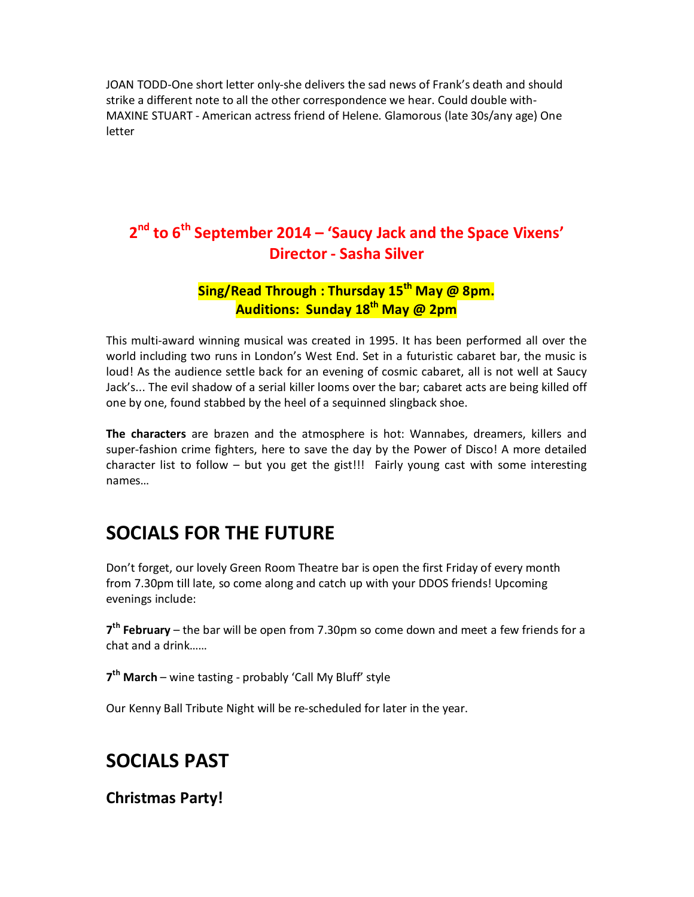JOAN TODD-One short letter only-she delivers the sad news of Frank's death and should strike a different note to all the other correspondence we hear. Could double with-MAXINE STUART - American actress friend of Helene. Glamorous (late 30s/any age) One letter

## 2nd to 6th September 2014 – 'Saucy Jack and the Space Vixens' Director - Sasha Silver

**Sing/Read Through : Thursday 15th May @ 8pm.**
**Auditions: Sunday 18th May @ 2pm**

This multi-award winning musical was created in 1995. It has been performed all over the world including two runs in London's West End. Set in a futuristic cabaret bar, the music is loud! As the audience settle back for an evening of cosmic cabaret, all is not well at Saucy Jack's... The evil shadow of a serial killer looms over the bar; cabaret acts are being killed off one by one, found stabbed by the heel of a sequinned slingback shoe.

**The characters** are brazen and the atmosphere is hot: Wannabes, dreamers, killers and super-fashion crime fighters, here to save the day by the Power of Disco! A more detailed character list to follow – but you get the gist!!! Fairly young cast with some interesting names…

# SOCIALS FOR THE FUTURE

Don't forget, our lovely Green Room Theatre bar is open the first Friday of every month from 7.30pm till late, so come along and catch up with your DDOS friends! Upcoming evenings include:

**7th February** – the bar will be open from 7.30pm so come down and meet a few friends for a chat and a drink……

**7th March** – wine tasting - probably 'Call My Bluff' style

Our Kenny Ball Tribute Night will be re-scheduled for later in the year.

# SOCIALS PAST

## Christmas Party!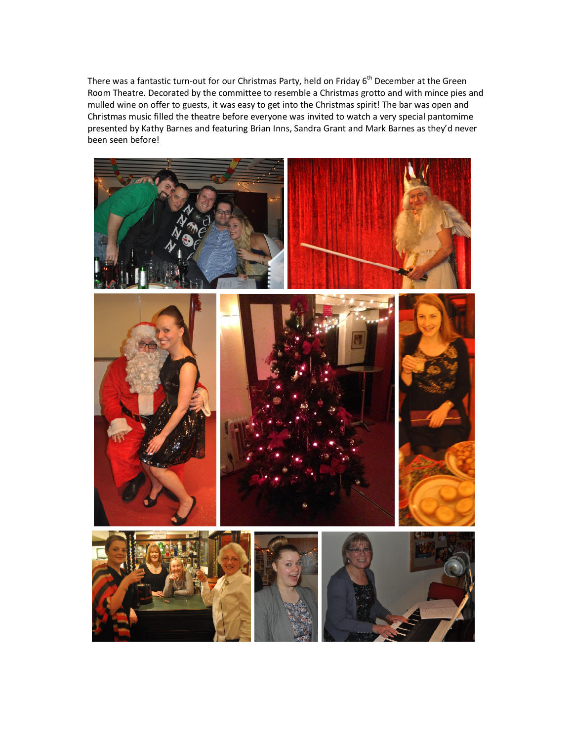There was a fantastic turn-out for our Christmas Party, held on Friday 6th December at the Green Room Theatre. Decorated by the committee to resemble a Christmas grotto and with mince pies and mulled wine on offer to guests, it was easy to get into the Christmas spirit! The bar was open and Christmas music filled the theatre before everyone was invited to watch a very special pantomime presented by Kathy Barnes and featuring Brian Inns, Sandra Grant and Mark Barnes as they'd never been seen before!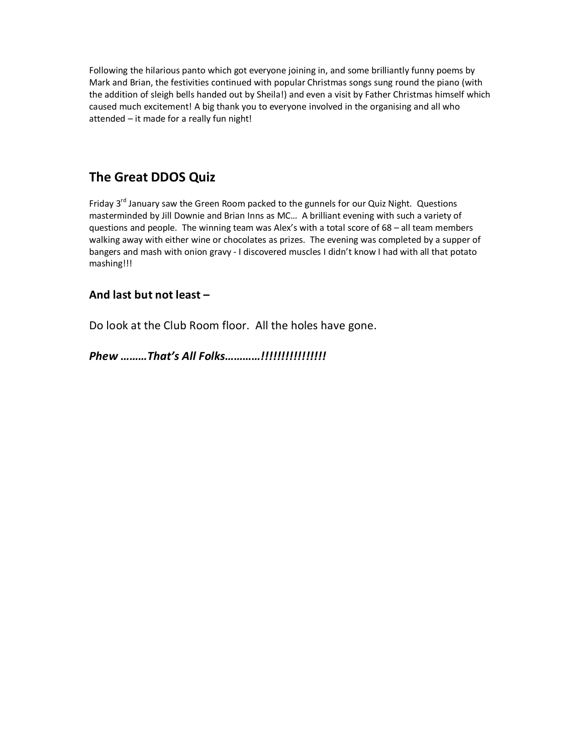Following the hilarious panto which got everyone joining in, and some brilliantly funny poems by Mark and Brian, the festivities continued with popular Christmas songs sung round the piano (with the addition of sleigh bells handed out by Sheila!) and even a visit by Father Christmas himself which caused much excitement! A big thank you to everyone involved in the organising and all who attended – it made for a really fun night!

## The Great DDOS Quiz

Friday 3rd January saw the Green Room packed to the gunnels for our Quiz Night. Questions masterminded by Jill Downie and Brian Inns as MC… A brilliant evening with such a variety of questions and people. The winning team was Alex's with a total score of 68 – all team members walking away with either wine or chocolates as prizes. The evening was completed by a supper of bangers and mash with onion gravy - I discovered muscles I didn't know I had with all that potato mashing!!!

### And last but not least –

Do look at the Club Room floor. All the holes have gone.

***Phew ………That's All Folks…………!!!!!!!!!!!!!!!***